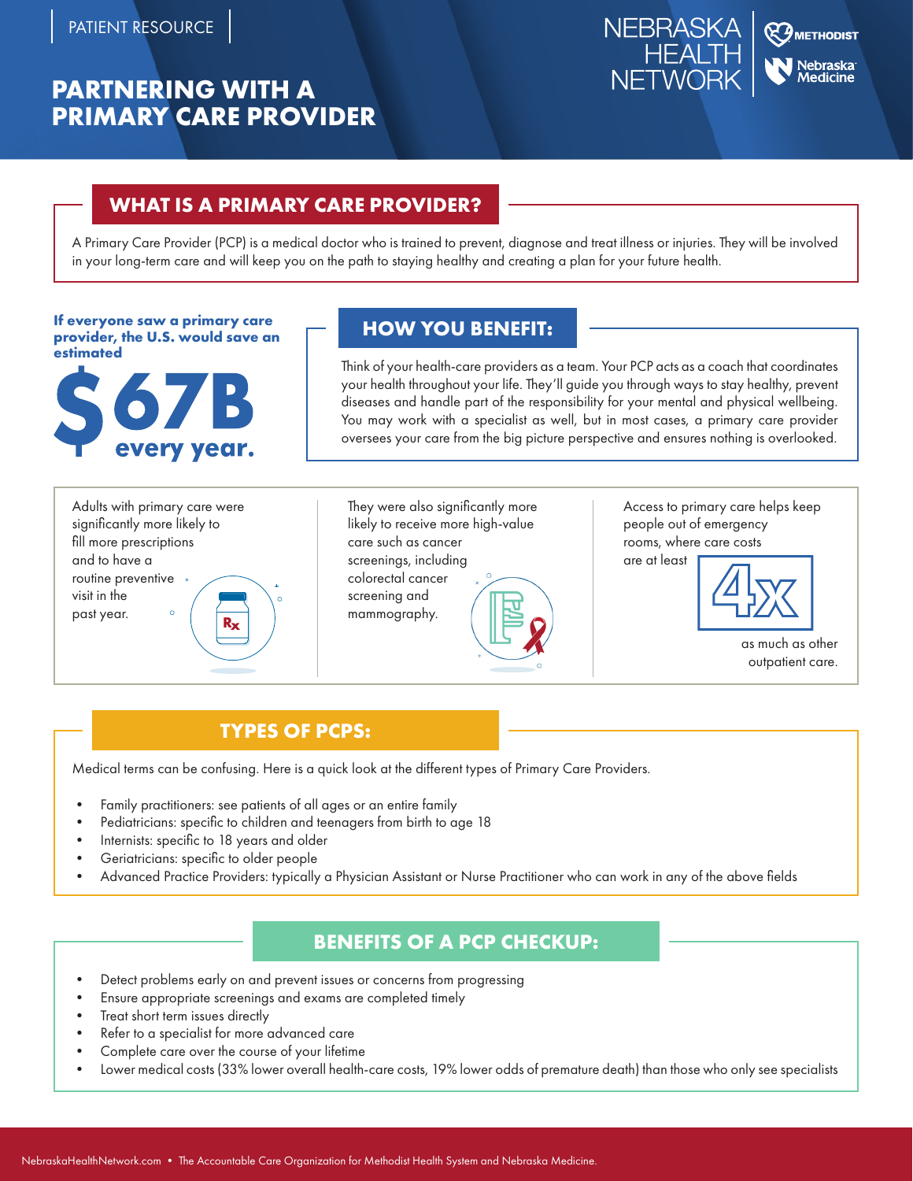PATIENT RESOURCE

# PARTNERING WITH A PRIMARY CARE PROVIDER

NEBRASKA HEALTH NETWORK | METHODIST | Nebraska Medicine

## WHAT IS A PRIMARY CARE PROVIDER?

A Primary Care Provider (PCP) is a medical doctor who is trained to prevent, diagnose and treat illness or injuries. They will be involved in your long-term care and will keep you on the path to staying healthy and creating a plan for your future health.

**If everyone saw a primary care provider, the U.S. would save an estimated**

**$67B every year.**

## HOW YOU BENEFIT:

Think of your health-care providers as a team. Your PCP acts as a coach that coordinates your health throughout your life. They'll guide you through ways to stay healthy, prevent diseases and handle part of the responsibility for your mental and physical wellbeing. You may work with a specialist as well, but in most cases, a primary care provider oversees your care from the big picture perspective and ensures nothing is overlooked.

Adults with primary care were significantly more likely to fill more prescriptions and to have a routine preventive visit in the past year.

They were also significantly more likely to receive more high-value care such as cancer screenings, including colorectal cancer screening and mammography.

Access to primary care helps keep people out of emergency rooms, where care costs are at least **4x** as much as other outpatient care.

## TYPES OF PCPS:

Medical terms can be confusing. Here is a quick look at the different types of Primary Care Providers.

- Family practitioners: see patients of all ages or an entire family
- Pediatricians: specific to children and teenagers from birth to age 18
- Internists: specific to 18 years and older
- Geriatricians: specific to older people
- Advanced Practice Providers: typically a Physician Assistant or Nurse Practitioner who can work in any of the above fields

## BENEFITS OF A PCP CHECKUP:

- Detect problems early on and prevent issues or concerns from progressing
- Ensure appropriate screenings and exams are completed timely
- Treat short term issues directly
- Refer to a specialist for more advanced care
- Complete care over the course of your lifetime
- Lower medical costs (33% lower overall health-care costs, 19% lower odds of premature death) than those who only see specialists

NebraskaHealthNetwork.com • The Accountable Care Organization for Methodist Health System and Nebraska Medicine.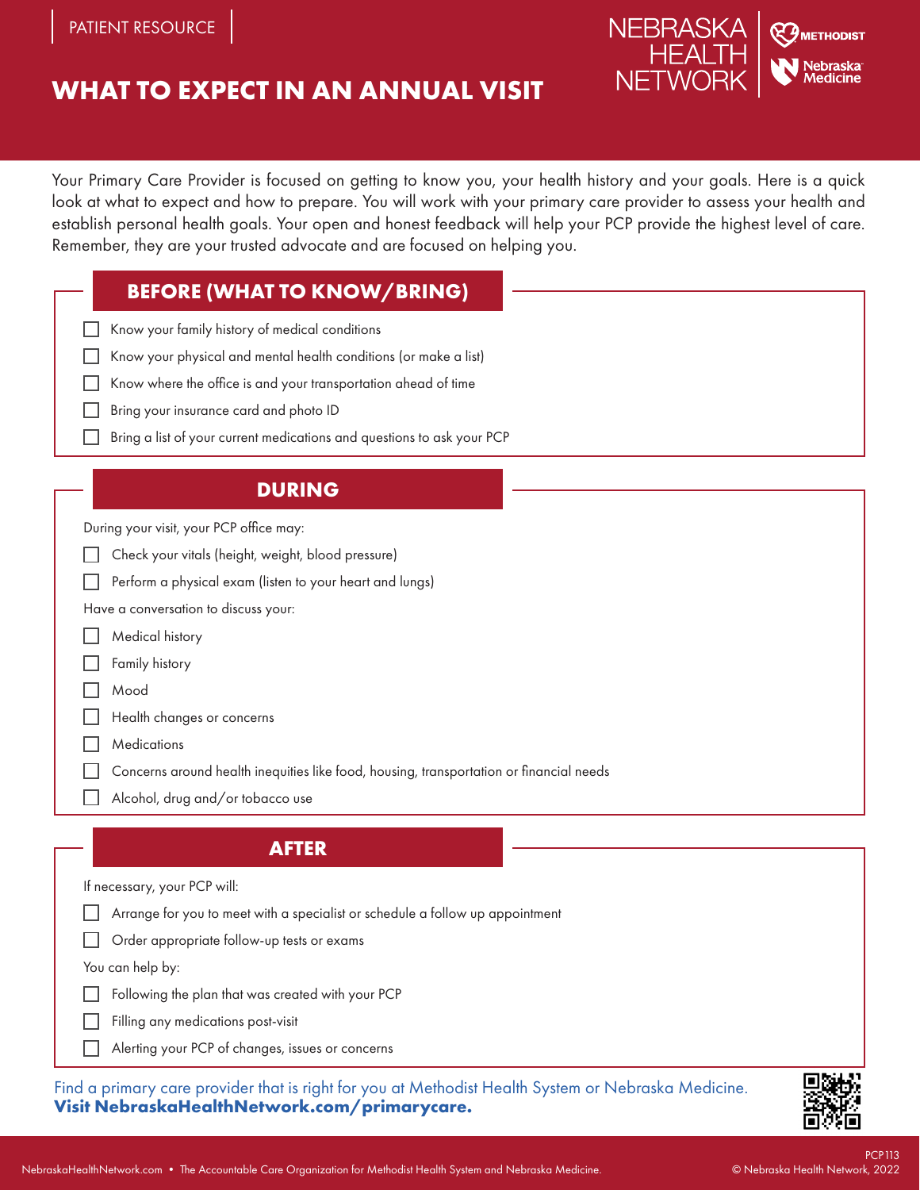PATIENT RESOURCE

# WHAT TO EXPECT IN AN ANNUAL VISIT

NEBRASKA HEALTH NETWORK

METHODIST

Nebraska Medicine

Your Primary Care Provider is focused on getting to know you, your health history and your goals. Here is a quick look at what to expect and how to prepare. You will work with your primary care provider to assess your health and establish personal health goals. Your open and honest feedback will help your PCP provide the highest level of care. Remember, they are your trusted advocate and are focused on helping you.

## BEFORE (WHAT TO KNOW/BRING)

- [ ] Know your family history of medical conditions
- [ ] Know your physical and mental health conditions (or make a list)
- [ ] Know where the office is and your transportation ahead of time
- [ ] Bring your insurance card and photo ID
- [ ] Bring a list of your current medications and questions to ask your PCP

## DURING

During your visit, your PCP office may:

- [ ] Check your vitals (height, weight, blood pressure)
- [ ] Perform a physical exam (listen to your heart and lungs)

Have a conversation to discuss your:

- [ ] Medical history
- [ ] Family history
- [ ] Mood
- [ ] Health changes or concerns
- [ ] Medications
- [ ] Concerns around health inequities like food, housing, transportation or financial needs
- [ ] Alcohol, drug and/or tobacco use

## AFTER

If necessary, your PCP will:

- [ ] Arrange for you to meet with a specialist or schedule a follow up appointment
- [ ] Order appropriate follow-up tests or exams

You can help by:

- [ ] Following the plan that was created with your PCP
- [ ] Filling any medications post-visit
- [ ] Alerting your PCP of changes, issues or concerns

Find a primary care provider that is right for you at Methodist Health System or Nebraska Medicine.
**Visit NebraskaHealthNetwork.com/primarycare.**

NebraskaHealthNetwork.com • The Accountable Care Organization for Methodist Health System and Nebraska Medicine.

PCP113
© Nebraska Health Network, 2022